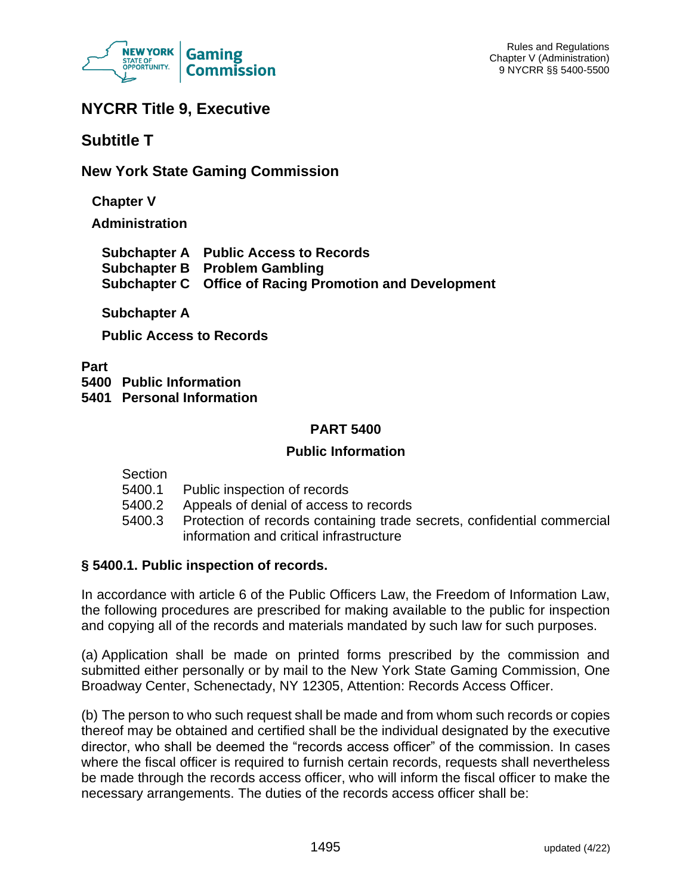# NYCRR Title 9, Executive

## Subtitle T

### New York State Gaming Commission

**Chapter V**

**Administration**

**Subchapter A Public Access to Records**
**Subchapter B Problem Gambling**
**Subchapter C Office of Racing Promotion and Development**

**Subchapter A**

**Public Access to Records**

**Part**
**5400 Public Information**
**5401 Personal Information**

## PART 5400

## Public Information

Section
5400.1 Public inspection of records
5400.2 Appeals of denial of access to records
5400.3 Protection of records containing trade secrets, confidential commercial information and critical infrastructure

### § 5400.1. Public inspection of records.

In accordance with article 6 of the Public Officers Law, the Freedom of Information Law, the following procedures are prescribed for making available to the public for inspection and copying all of the records and materials mandated by such law for such purposes.

(a) Application shall be made on printed forms prescribed by the commission and submitted either personally or by mail to the New York State Gaming Commission, One Broadway Center, Schenectady, NY 12305, Attention: Records Access Officer.

(b) The person to who such request shall be made and from whom such records or copies thereof may be obtained and certified shall be the individual designated by the executive director, who shall be deemed the "records access officer" of the commission. In cases where the fiscal officer is required to furnish certain records, requests shall nevertheless be made through the records access officer, who will inform the fiscal officer to make the necessary arrangements. The duties of the records access officer shall be: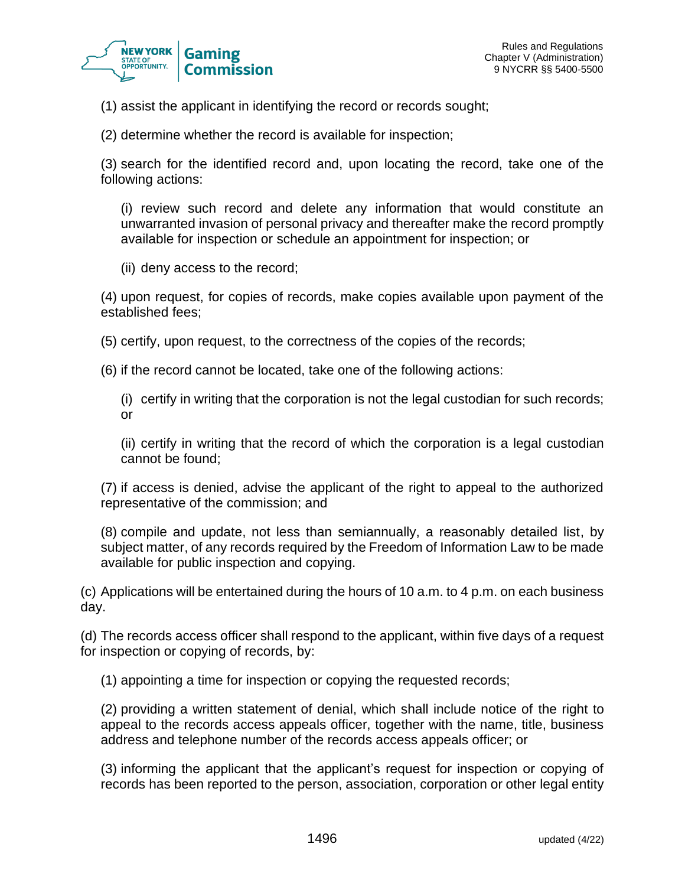(1) assist the applicant in identifying the record or records sought;

(2) determine whether the record is available for inspection;

(3) search for the identified record and, upon locating the record, take one of the following actions:

(i) review such record and delete any information that would constitute an unwarranted invasion of personal privacy and thereafter make the record promptly available for inspection or schedule an appointment for inspection; or

(ii) deny access to the record;

(4) upon request, for copies of records, make copies available upon payment of the established fees;

(5) certify, upon request, to the correctness of the copies of the records;

(6) if the record cannot be located, take one of the following actions:

(i) certify in writing that the corporation is not the legal custodian for such records; or

(ii) certify in writing that the record of which the corporation is a legal custodian cannot be found;

(7) if access is denied, advise the applicant of the right to appeal to the authorized representative of the commission; and

(8) compile and update, not less than semiannually, a reasonably detailed list, by subject matter, of any records required by the Freedom of Information Law to be made available for public inspection and copying.

(c) Applications will be entertained during the hours of 10 a.m. to 4 p.m. on each business day.

(d) The records access officer shall respond to the applicant, within five days of a request for inspection or copying of records, by:

(1) appointing a time for inspection or copying the requested records;

(2) providing a written statement of denial, which shall include notice of the right to appeal to the records access appeals officer, together with the name, title, business address and telephone number of the records access appeals officer; or

(3) informing the applicant that the applicant's request for inspection or copying of records has been reported to the person, association, corporation or other legal entity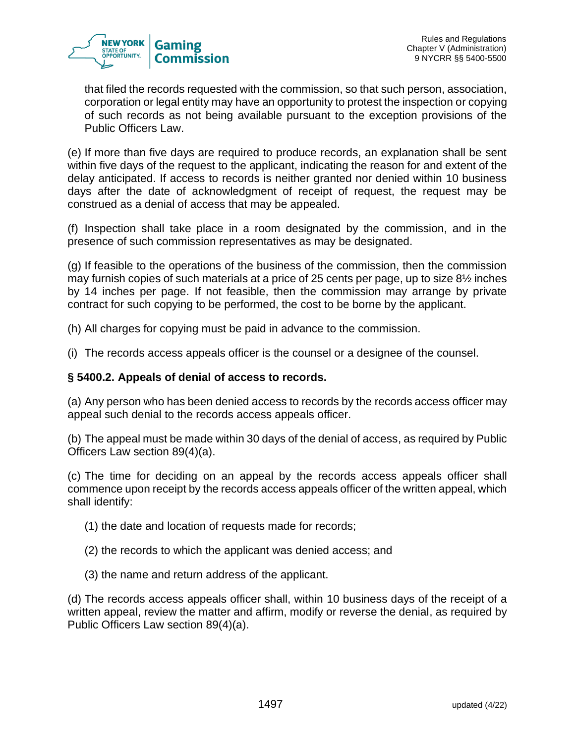that filed the records requested with the commission, so that such person, association, corporation or legal entity may have an opportunity to protest the inspection or copying of such records as not being available pursuant to the exception provisions of the Public Officers Law.

(e) If more than five days are required to produce records, an explanation shall be sent within five days of the request to the applicant, indicating the reason for and extent of the delay anticipated. If access to records is neither granted nor denied within 10 business days after the date of acknowledgment of receipt of request, the request may be construed as a denial of access that may be appealed.

(f) Inspection shall take place in a room designated by the commission, and in the presence of such commission representatives as may be designated.

(g) If feasible to the operations of the business of the commission, then the commission may furnish copies of such materials at a price of 25 cents per page, up to size 8½ inches by 14 inches per page. If not feasible, then the commission may arrange by private contract for such copying to be performed, the cost to be borne by the applicant.

(h) All charges for copying must be paid in advance to the commission.

(i) The records access appeals officer is the counsel or a designee of the counsel.

### § 5400.2. Appeals of denial of access to records.

(a) Any person who has been denied access to records by the records access officer may appeal such denial to the records access appeals officer.

(b) The appeal must be made within 30 days of the denial of access, as required by Public Officers Law section 89(4)(a).

(c) The time for deciding on an appeal by the records access appeals officer shall commence upon receipt by the records access appeals officer of the written appeal, which shall identify:

(1) the date and location of requests made for records;

(2) the records to which the applicant was denied access; and

(3) the name and return address of the applicant.

(d) The records access appeals officer shall, within 10 business days of the receipt of a written appeal, review the matter and affirm, modify or reverse the denial, as required by Public Officers Law section 89(4)(a).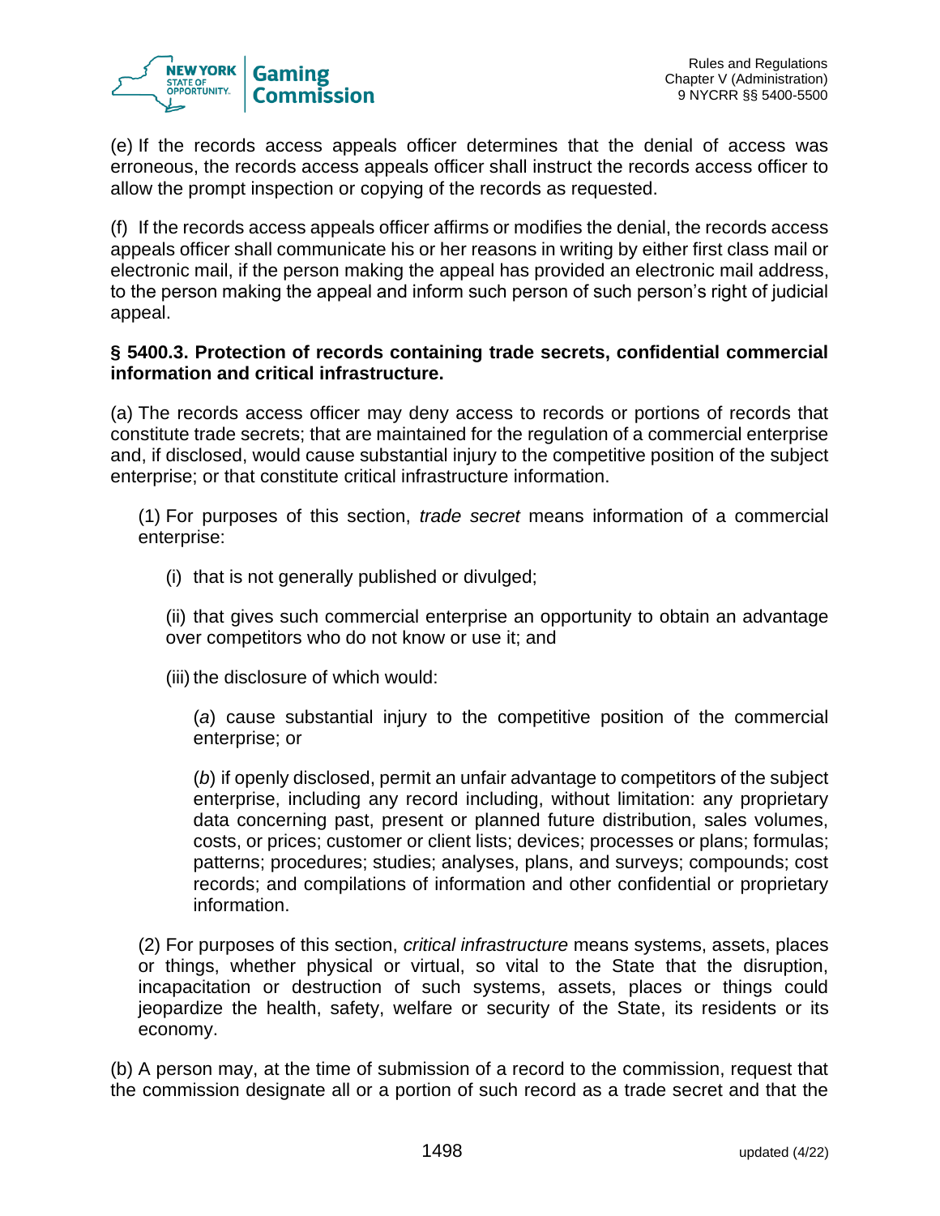(e) If the records access appeals officer determines that the denial of access was erroneous, the records access appeals officer shall instruct the records access officer to allow the prompt inspection or copying of the records as requested.

(f) If the records access appeals officer affirms or modifies the denial, the records access appeals officer shall communicate his or her reasons in writing by either first class mail or electronic mail, if the person making the appeal has provided an electronic mail address, to the person making the appeal and inform such person of such person's right of judicial appeal.

**§ 5400.3. Protection of records containing trade secrets, confidential commercial information and critical infrastructure.**

(a) The records access officer may deny access to records or portions of records that constitute trade secrets; that are maintained for the regulation of a commercial enterprise and, if disclosed, would cause substantial injury to the competitive position of the subject enterprise; or that constitute critical infrastructure information.

(1) For purposes of this section, *trade secret* means information of a commercial enterprise:

(i) that is not generally published or divulged;

(ii) that gives such commercial enterprise an opportunity to obtain an advantage over competitors who do not know or use it; and

(iii) the disclosure of which would:

(*a*) cause substantial injury to the competitive position of the commercial enterprise; or

(*b*) if openly disclosed, permit an unfair advantage to competitors of the subject enterprise, including any record including, without limitation: any proprietary data concerning past, present or planned future distribution, sales volumes, costs, or prices; customer or client lists; devices; processes or plans; formulas; patterns; procedures; studies; analyses, plans, and surveys; compounds; cost records; and compilations of information and other confidential or proprietary information.

(2) For purposes of this section, *critical infrastructure* means systems, assets, places or things, whether physical or virtual, so vital to the State that the disruption, incapacitation or destruction of such systems, assets, places or things could jeopardize the health, safety, welfare or security of the State, its residents or its economy.

(b) A person may, at the time of submission of a record to the commission, request that the commission designate all or a portion of such record as a trade secret and that the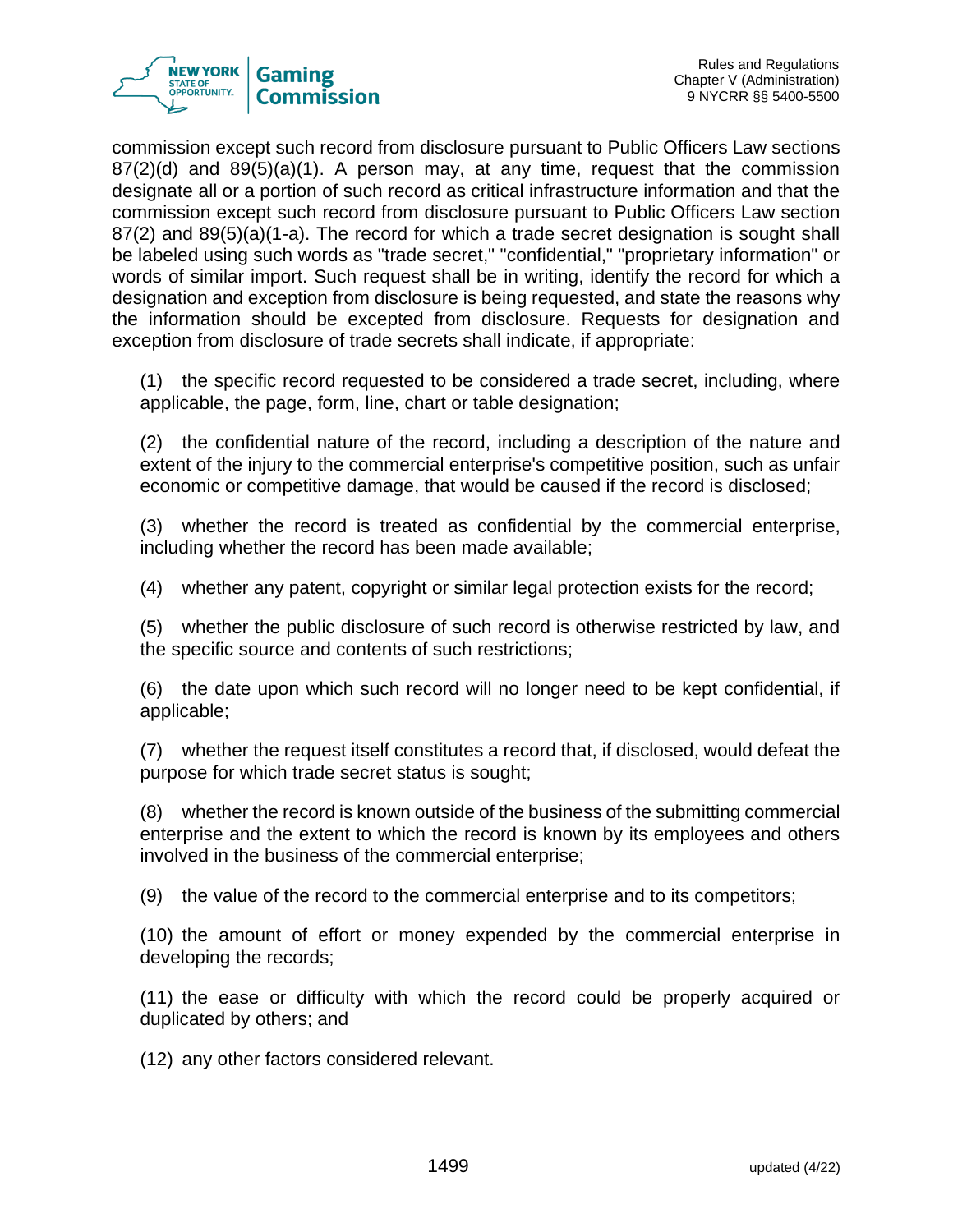commission except such record from disclosure pursuant to Public Officers Law sections 87(2)(d) and 89(5)(a)(1). A person may, at any time, request that the commission designate all or a portion of such record as critical infrastructure information and that the commission except such record from disclosure pursuant to Public Officers Law section 87(2) and 89(5)(a)(1-a). The record for which a trade secret designation is sought shall be labeled using such words as "trade secret," "confidential," "proprietary information" or words of similar import. Such request shall be in writing, identify the record for which a designation and exception from disclosure is being requested, and state the reasons why the information should be excepted from disclosure. Requests for designation and exception from disclosure of trade secrets shall indicate, if appropriate:

(1) the specific record requested to be considered a trade secret, including, where applicable, the page, form, line, chart or table designation;

(2) the confidential nature of the record, including a description of the nature and extent of the injury to the commercial enterprise's competitive position, such as unfair economic or competitive damage, that would be caused if the record is disclosed;

(3) whether the record is treated as confidential by the commercial enterprise, including whether the record has been made available;

(4) whether any patent, copyright or similar legal protection exists for the record;

(5) whether the public disclosure of such record is otherwise restricted by law, and the specific source and contents of such restrictions;

(6) the date upon which such record will no longer need to be kept confidential, if applicable;

(7) whether the request itself constitutes a record that, if disclosed, would defeat the purpose for which trade secret status is sought;

(8) whether the record is known outside of the business of the submitting commercial enterprise and the extent to which the record is known by its employees and others involved in the business of the commercial enterprise;

(9) the value of the record to the commercial enterprise and to its competitors;

(10) the amount of effort or money expended by the commercial enterprise in developing the records;

(11) the ease or difficulty with which the record could be properly acquired or duplicated by others; and

(12) any other factors considered relevant.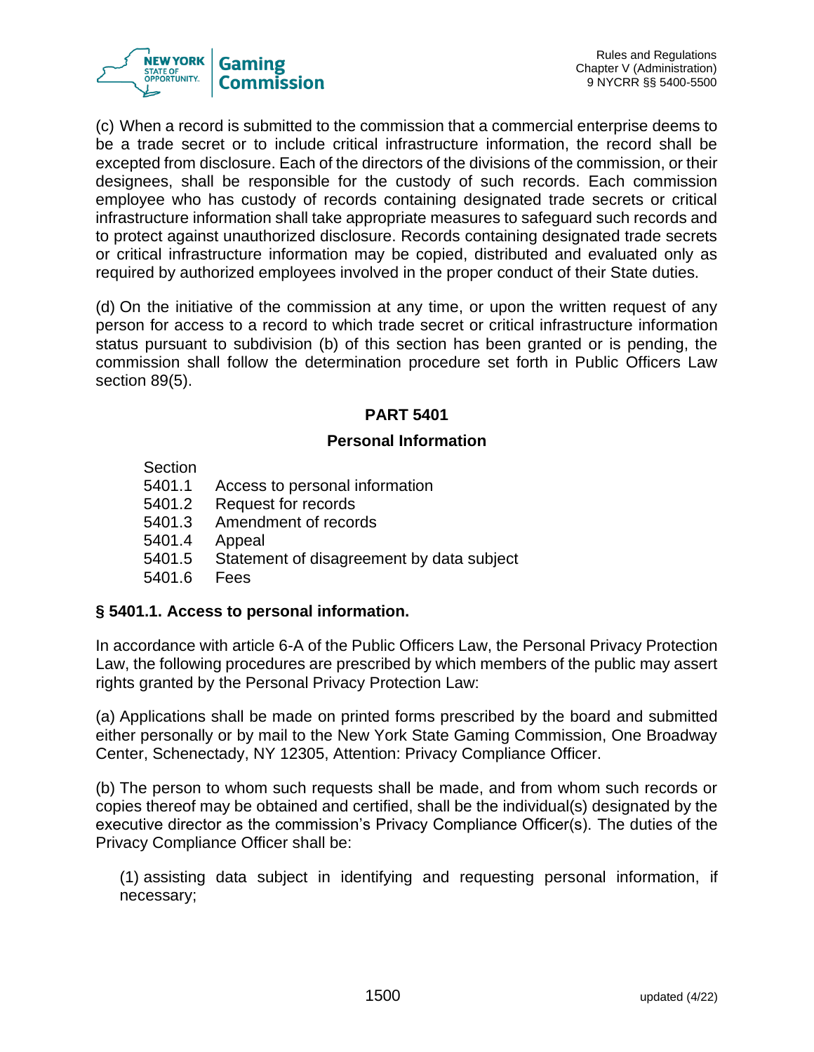(c) When a record is submitted to the commission that a commercial enterprise deems to be a trade secret or to include critical infrastructure information, the record shall be excepted from disclosure. Each of the directors of the divisions of the commission, or their designees, shall be responsible for the custody of such records. Each commission employee who has custody of records containing designated trade secrets or critical infrastructure information shall take appropriate measures to safeguard such records and to protect against unauthorized disclosure. Records containing designated trade secrets or critical infrastructure information may be copied, distributed and evaluated only as required by authorized employees involved in the proper conduct of their State duties.

(d) On the initiative of the commission at any time, or upon the written request of any person for access to a record to which trade secret or critical infrastructure information status pursuant to subdivision (b) of this section has been granted or is pending, the commission shall follow the determination procedure set forth in Public Officers Law section 89(5).

## PART 5401

### Personal Information

Section
5401.1 Access to personal information
5401.2 Request for records
5401.3 Amendment of records
5401.4 Appeal
5401.5 Statement of disagreement by data subject
5401.6 Fees

**§ 5401.1. Access to personal information.**

In accordance with article 6-A of the Public Officers Law, the Personal Privacy Protection Law, the following procedures are prescribed by which members of the public may assert rights granted by the Personal Privacy Protection Law:

(a) Applications shall be made on printed forms prescribed by the board and submitted either personally or by mail to the New York State Gaming Commission, One Broadway Center, Schenectady, NY 12305, Attention: Privacy Compliance Officer.

(b) The person to whom such requests shall be made, and from whom such records or copies thereof may be obtained and certified, shall be the individual(s) designated by the executive director as the commission's Privacy Compliance Officer(s). The duties of the Privacy Compliance Officer shall be:

(1) assisting data subject in identifying and requesting personal information, if necessary;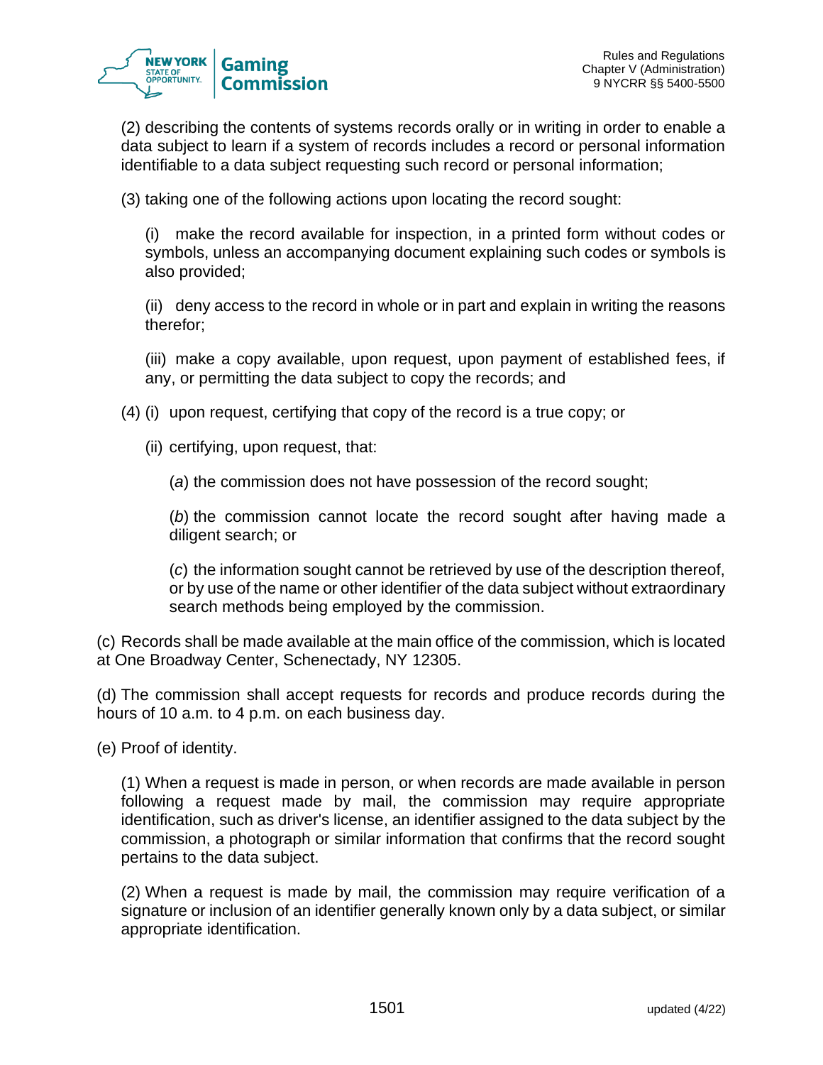(2) describing the contents of systems records orally or in writing in order to enable a data subject to learn if a system of records includes a record or personal information identifiable to a data subject requesting such record or personal information;

(3) taking one of the following actions upon locating the record sought:

(i) make the record available for inspection, in a printed form without codes or symbols, unless an accompanying document explaining such codes or symbols is also provided;

(ii) deny access to the record in whole or in part and explain in writing the reasons therefor;

(iii) make a copy available, upon request, upon payment of established fees, if any, or permitting the data subject to copy the records; and

(4) (i) upon request, certifying that copy of the record is a true copy; or

(ii) certifying, upon request, that:

(*a*) the commission does not have possession of the record sought;

(*b*) the commission cannot locate the record sought after having made a diligent search; or

(*c*) the information sought cannot be retrieved by use of the description thereof, or by use of the name or other identifier of the data subject without extraordinary search methods being employed by the commission.

(c) Records shall be made available at the main office of the commission, which is located at One Broadway Center, Schenectady, NY 12305.

(d) The commission shall accept requests for records and produce records during the hours of 10 a.m. to 4 p.m. on each business day.

(e) Proof of identity.

(1) When a request is made in person, or when records are made available in person following a request made by mail, the commission may require appropriate identification, such as driver's license, an identifier assigned to the data subject by the commission, a photograph or similar information that confirms that the record sought pertains to the data subject.

(2) When a request is made by mail, the commission may require verification of a signature or inclusion of an identifier generally known only by a data subject, or similar appropriate identification.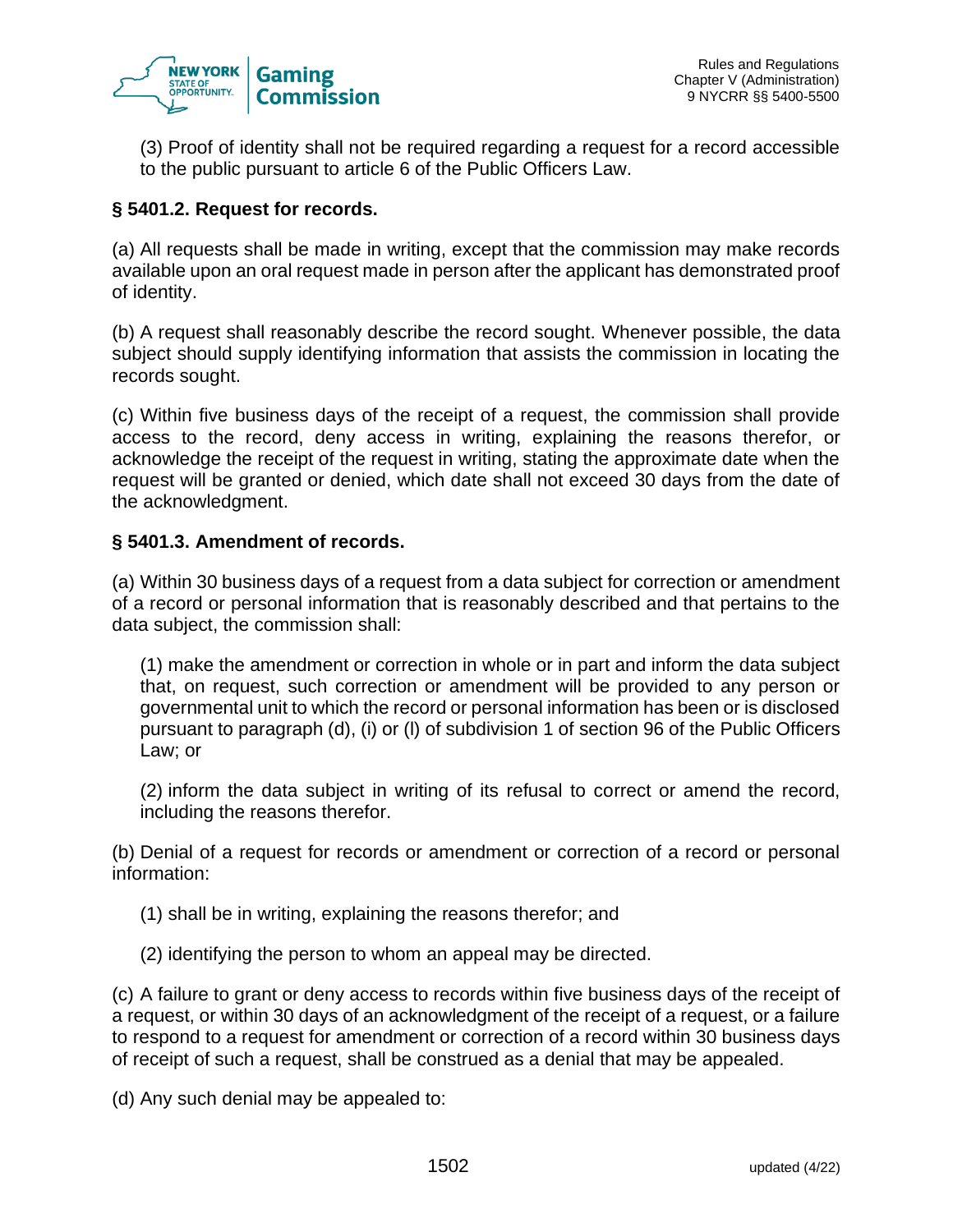(3) Proof of identity shall not be required regarding a request for a record accessible to the public pursuant to article 6 of the Public Officers Law.

### § 5401.2. Request for records.

(a) All requests shall be made in writing, except that the commission may make records available upon an oral request made in person after the applicant has demonstrated proof of identity.

(b) A request shall reasonably describe the record sought. Whenever possible, the data subject should supply identifying information that assists the commission in locating the records sought.

(c) Within five business days of the receipt of a request, the commission shall provide access to the record, deny access in writing, explaining the reasons therefor, or acknowledge the receipt of the request in writing, stating the approximate date when the request will be granted or denied, which date shall not exceed 30 days from the date of the acknowledgment.

### § 5401.3. Amendment of records.

(a) Within 30 business days of a request from a data subject for correction or amendment of a record or personal information that is reasonably described and that pertains to the data subject, the commission shall:

(1) make the amendment or correction in whole or in part and inform the data subject that, on request, such correction or amendment will be provided to any person or governmental unit to which the record or personal information has been or is disclosed pursuant to paragraph (d), (i) or (l) of subdivision 1 of section 96 of the Public Officers Law; or

(2) inform the data subject in writing of its refusal to correct or amend the record, including the reasons therefor.

(b) Denial of a request for records or amendment or correction of a record or personal information:

(1) shall be in writing, explaining the reasons therefor; and

(2) identifying the person to whom an appeal may be directed.

(c) A failure to grant or deny access to records within five business days of the receipt of a request, or within 30 days of an acknowledgment of the receipt of a request, or a failure to respond to a request for amendment or correction of a record within 30 business days of receipt of such a request, shall be construed as a denial that may be appealed.

(d) Any such denial may be appealed to: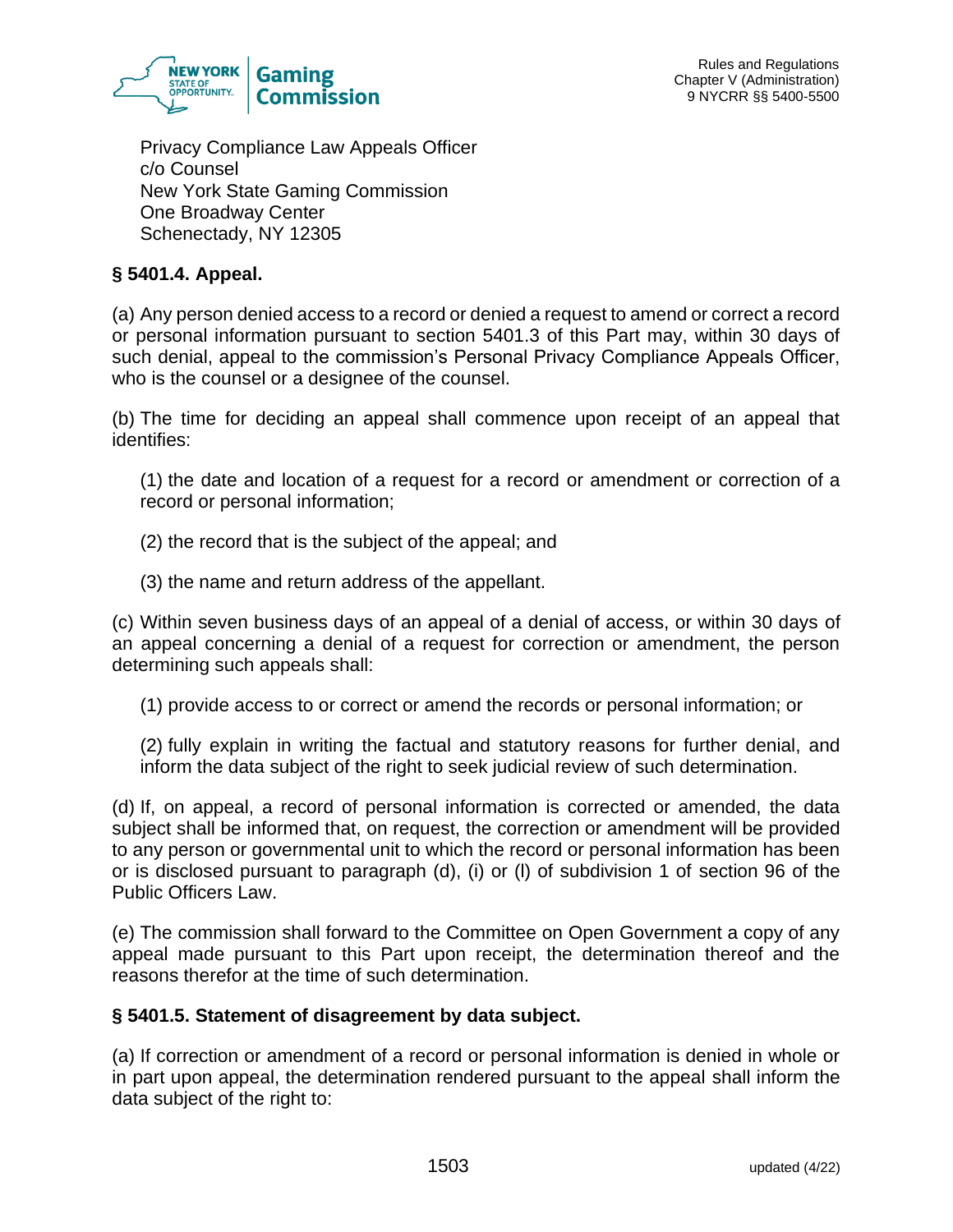Privacy Compliance Law Appeals Officer
c/o Counsel
New York State Gaming Commission
One Broadway Center
Schenectady, NY 12305

**§ 5401.4. Appeal.**

(a) Any person denied access to a record or denied a request to amend or correct a record or personal information pursuant to section 5401.3 of this Part may, within 30 days of such denial, appeal to the commission's Personal Privacy Compliance Appeals Officer, who is the counsel or a designee of the counsel.

(b) The time for deciding an appeal shall commence upon receipt of an appeal that identifies:

(1) the date and location of a request for a record or amendment or correction of a record or personal information;

(2) the record that is the subject of the appeal; and

(3) the name and return address of the appellant.

(c) Within seven business days of an appeal of a denial of access, or within 30 days of an appeal concerning a denial of a request for correction or amendment, the person determining such appeals shall:

(1) provide access to or correct or amend the records or personal information; or

(2) fully explain in writing the factual and statutory reasons for further denial, and inform the data subject of the right to seek judicial review of such determination.

(d) If, on appeal, a record of personal information is corrected or amended, the data subject shall be informed that, on request, the correction or amendment will be provided to any person or governmental unit to which the record or personal information has been or is disclosed pursuant to paragraph (d), (i) or (l) of subdivision 1 of section 96 of the Public Officers Law.

(e) The commission shall forward to the Committee on Open Government a copy of any appeal made pursuant to this Part upon receipt, the determination thereof and the reasons therefor at the time of such determination.

**§ 5401.5. Statement of disagreement by data subject.**

(a) If correction or amendment of a record or personal information is denied in whole or in part upon appeal, the determination rendered pursuant to the appeal shall inform the data subject of the right to: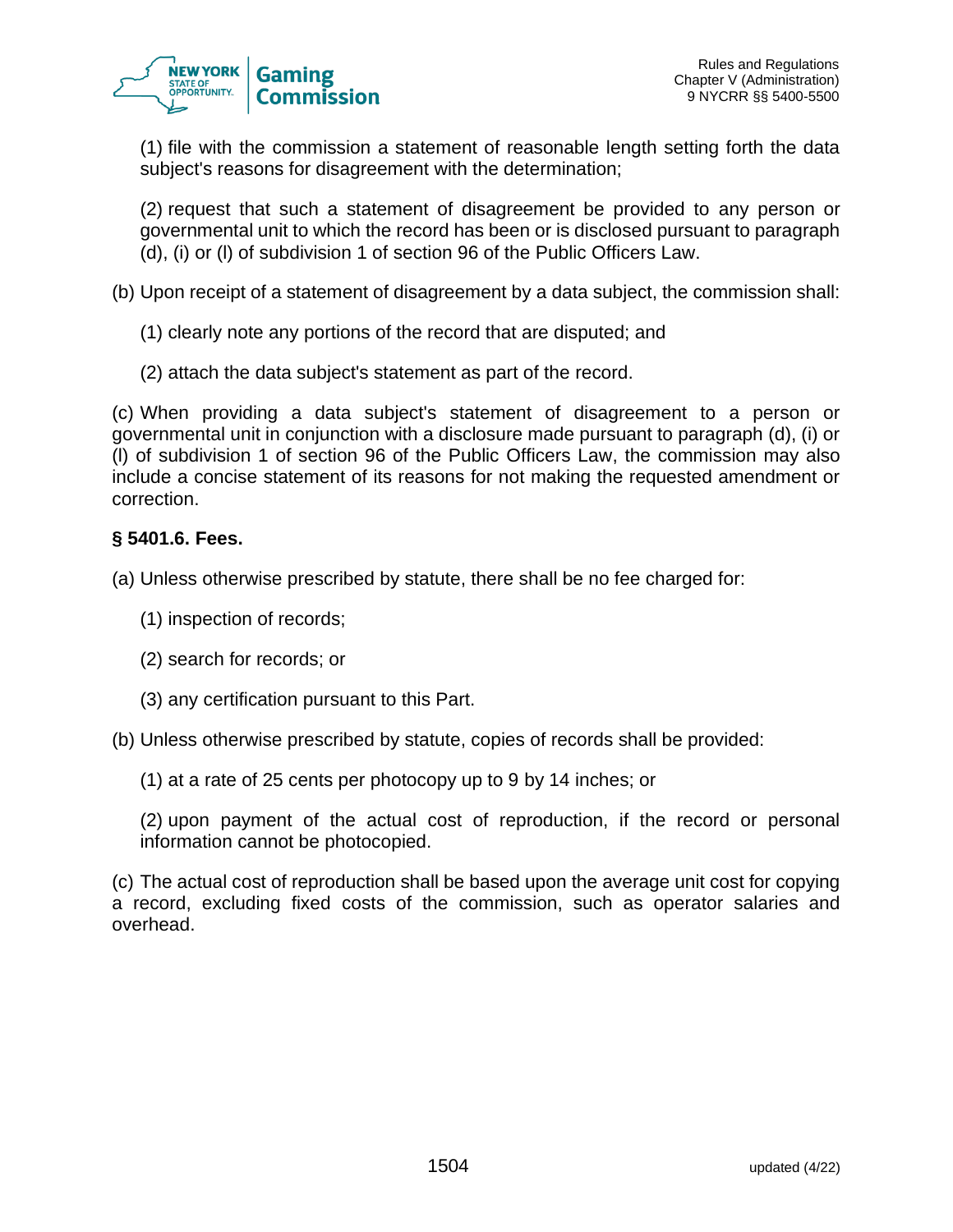(1) file with the commission a statement of reasonable length setting forth the data subject's reasons for disagreement with the determination;

(2) request that such a statement of disagreement be provided to any person or governmental unit to which the record has been or is disclosed pursuant to paragraph (d), (i) or (l) of subdivision 1 of section 96 of the Public Officers Law.

(b) Upon receipt of a statement of disagreement by a data subject, the commission shall:

(1) clearly note any portions of the record that are disputed; and

(2) attach the data subject's statement as part of the record.

(c) When providing a data subject's statement of disagreement to a person or governmental unit in conjunction with a disclosure made pursuant to paragraph (d), (i) or (l) of subdivision 1 of section 96 of the Public Officers Law, the commission may also include a concise statement of its reasons for not making the requested amendment or correction.

**§ 5401.6. Fees.**

(a) Unless otherwise prescribed by statute, there shall be no fee charged for:

(1) inspection of records;

(2) search for records; or

(3) any certification pursuant to this Part.

(b) Unless otherwise prescribed by statute, copies of records shall be provided:

(1) at a rate of 25 cents per photocopy up to 9 by 14 inches; or

(2) upon payment of the actual cost of reproduction, if the record or personal information cannot be photocopied.

(c) The actual cost of reproduction shall be based upon the average unit cost for copying a record, excluding fixed costs of the commission, such as operator salaries and overhead.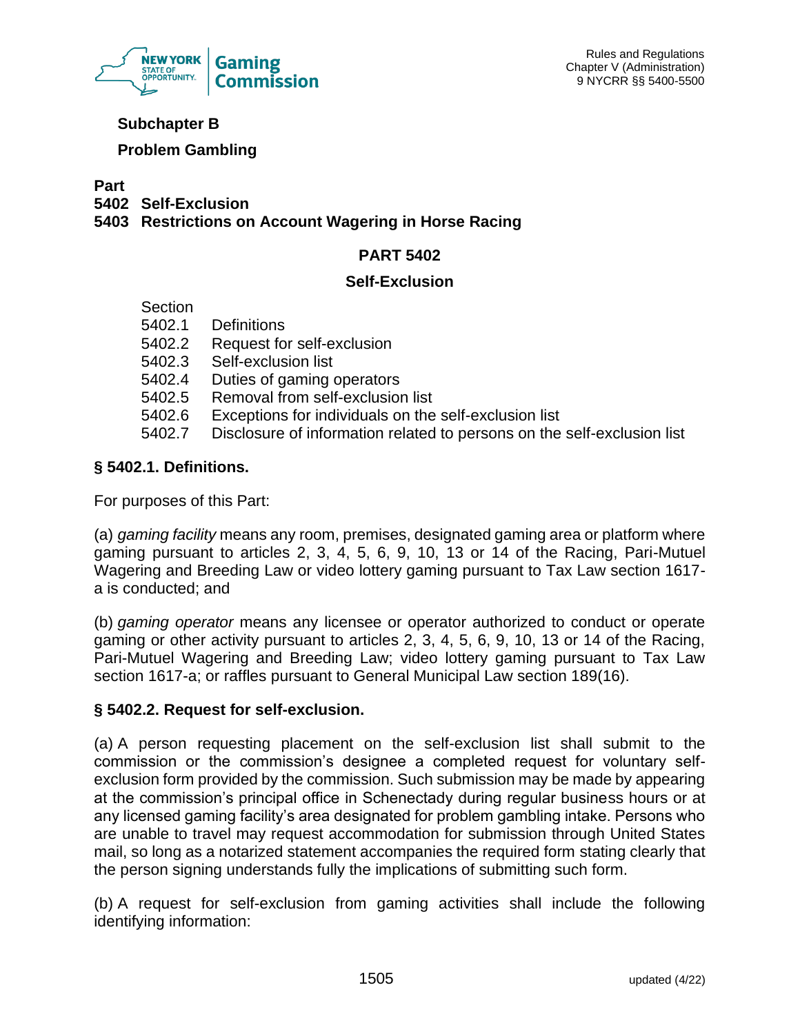## Subchapter B

## Problem Gambling

**Part**
**5402 Self-Exclusion**
**5403 Restrictions on Account Wagering in Horse Racing**

# PART 5402

## Self-Exclusion

Section
5402.1 Definitions
5402.2 Request for self-exclusion
5402.3 Self-exclusion list
5402.4 Duties of gaming operators
5402.5 Removal from self-exclusion list
5402.6 Exceptions for individuals on the self-exclusion list
5402.7 Disclosure of information related to persons on the self-exclusion list

### § 5402.1. Definitions.

For purposes of this Part:

(a) *gaming facility* means any room, premises, designated gaming area or platform where gaming pursuant to articles 2, 3, 4, 5, 6, 9, 10, 13 or 14 of the Racing, Pari-Mutuel Wagering and Breeding Law or video lottery gaming pursuant to Tax Law section 1617-a is conducted; and

(b) *gaming operator* means any licensee or operator authorized to conduct or operate gaming or other activity pursuant to articles 2, 3, 4, 5, 6, 9, 10, 13 or 14 of the Racing, Pari-Mutuel Wagering and Breeding Law; video lottery gaming pursuant to Tax Law section 1617-a; or raffles pursuant to General Municipal Law section 189(16).

### § 5402.2. Request for self-exclusion.

(a) A person requesting placement on the self-exclusion list shall submit to the commission or the commission's designee a completed request for voluntary self-exclusion form provided by the commission. Such submission may be made by appearing at the commission's principal office in Schenectady during regular business hours or at any licensed gaming facility's area designated for problem gambling intake. Persons who are unable to travel may request accommodation for submission through United States mail, so long as a notarized statement accompanies the required form stating clearly that the person signing understands fully the implications of submitting such form.

(b) A request for self-exclusion from gaming activities shall include the following identifying information: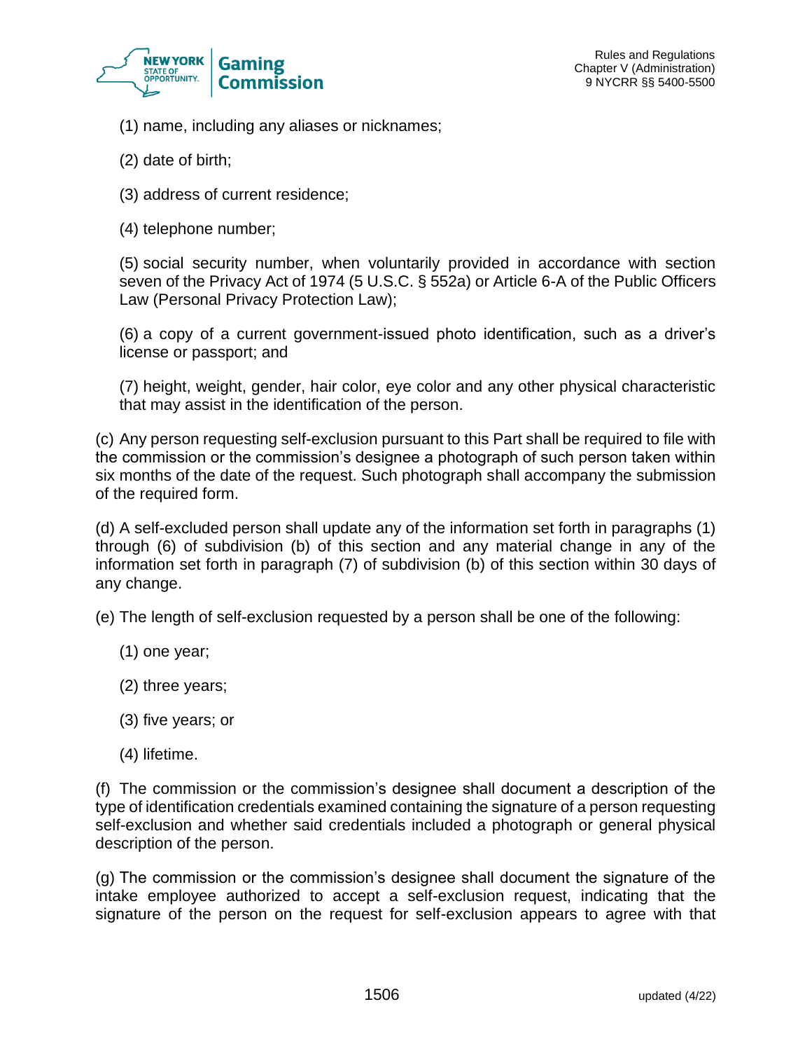(1) name, including any aliases or nicknames;

(2) date of birth;

(3) address of current residence;

(4) telephone number;

(5) social security number, when voluntarily provided in accordance with section seven of the Privacy Act of 1974 (5 U.S.C. § 552a) or Article 6-A of the Public Officers Law (Personal Privacy Protection Law);

(6) a copy of a current government-issued photo identification, such as a driver's license or passport; and

(7) height, weight, gender, hair color, eye color and any other physical characteristic that may assist in the identification of the person.

(c) Any person requesting self-exclusion pursuant to this Part shall be required to file with the commission or the commission's designee a photograph of such person taken within six months of the date of the request. Such photograph shall accompany the submission of the required form.

(d) A self-excluded person shall update any of the information set forth in paragraphs (1) through (6) of subdivision (b) of this section and any material change in any of the information set forth in paragraph (7) of subdivision (b) of this section within 30 days of any change.

(e) The length of self-exclusion requested by a person shall be one of the following:

(1) one year;

(2) three years;

(3) five years; or

(4) lifetime.

(f) The commission or the commission's designee shall document a description of the type of identification credentials examined containing the signature of a person requesting self-exclusion and whether said credentials included a photograph or general physical description of the person.

(g) The commission or the commission's designee shall document the signature of the intake employee authorized to accept a self-exclusion request, indicating that the signature of the person on the request for self-exclusion appears to agree with that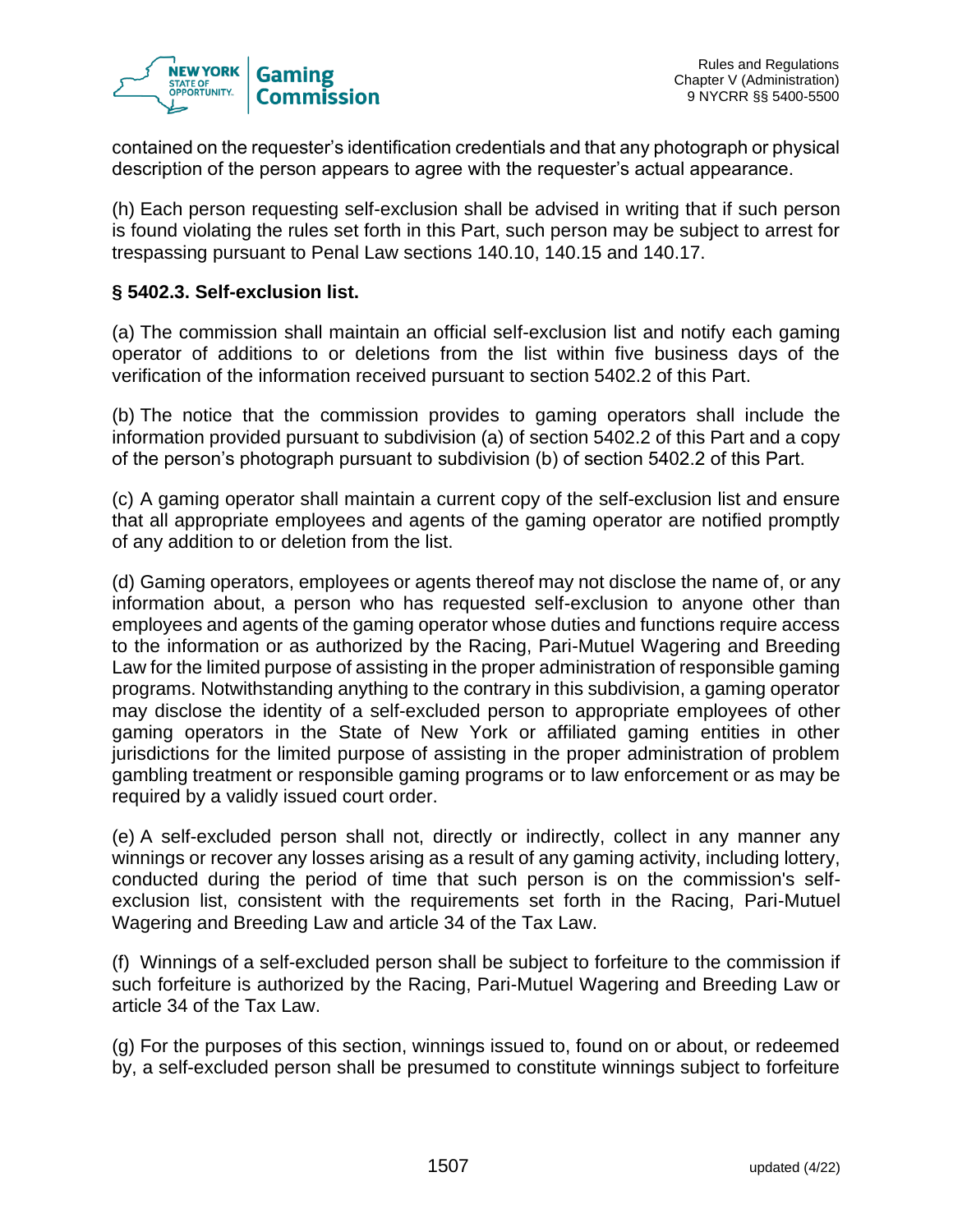contained on the requester's identification credentials and that any photograph or physical description of the person appears to agree with the requester's actual appearance.

(h) Each person requesting self-exclusion shall be advised in writing that if such person is found violating the rules set forth in this Part, such person may be subject to arrest for trespassing pursuant to Penal Law sections 140.10, 140.15 and 140.17.

**§ 5402.3. Self-exclusion list.**

(a) The commission shall maintain an official self-exclusion list and notify each gaming operator of additions to or deletions from the list within five business days of the verification of the information received pursuant to section 5402.2 of this Part.

(b) The notice that the commission provides to gaming operators shall include the information provided pursuant to subdivision (a) of section 5402.2 of this Part and a copy of the person's photograph pursuant to subdivision (b) of section 5402.2 of this Part.

(c) A gaming operator shall maintain a current copy of the self-exclusion list and ensure that all appropriate employees and agents of the gaming operator are notified promptly of any addition to or deletion from the list.

(d) Gaming operators, employees or agents thereof may not disclose the name of, or any information about, a person who has requested self-exclusion to anyone other than employees and agents of the gaming operator whose duties and functions require access to the information or as authorized by the Racing, Pari-Mutuel Wagering and Breeding Law for the limited purpose of assisting in the proper administration of responsible gaming programs. Notwithstanding anything to the contrary in this subdivision, a gaming operator may disclose the identity of a self-excluded person to appropriate employees of other gaming operators in the State of New York or affiliated gaming entities in other jurisdictions for the limited purpose of assisting in the proper administration of problem gambling treatment or responsible gaming programs or to law enforcement or as may be required by a validly issued court order.

(e) A self-excluded person shall not, directly or indirectly, collect in any manner any winnings or recover any losses arising as a result of any gaming activity, including lottery, conducted during the period of time that such person is on the commission's self-exclusion list, consistent with the requirements set forth in the Racing, Pari-Mutuel Wagering and Breeding Law and article 34 of the Tax Law.

(f) Winnings of a self-excluded person shall be subject to forfeiture to the commission if such forfeiture is authorized by the Racing, Pari-Mutuel Wagering and Breeding Law or article 34 of the Tax Law.

(g) For the purposes of this section, winnings issued to, found on or about, or redeemed by, a self-excluded person shall be presumed to constitute winnings subject to forfeiture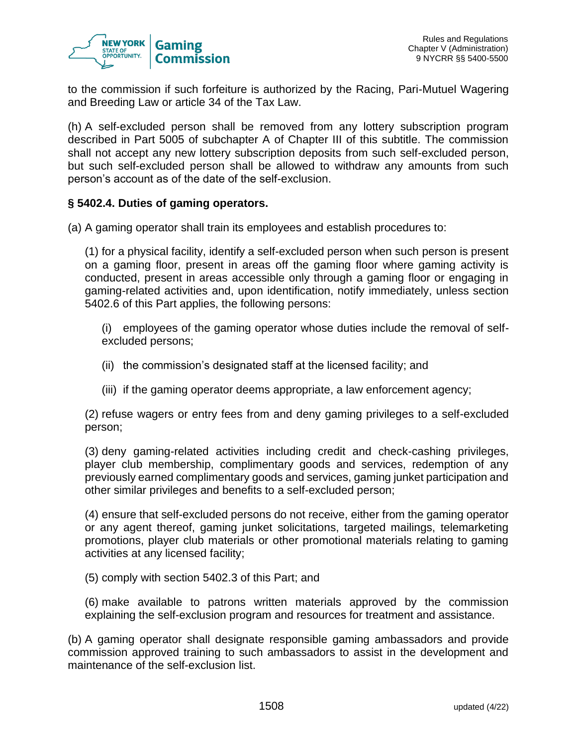to the commission if such forfeiture is authorized by the Racing, Pari-Mutuel Wagering and Breeding Law or article 34 of the Tax Law.

(h) A self-excluded person shall be removed from any lottery subscription program described in Part 5005 of subchapter A of Chapter III of this subtitle. The commission shall not accept any new lottery subscription deposits from such self-excluded person, but such self-excluded person shall be allowed to withdraw any amounts from such person's account as of the date of the self-exclusion.

**§ 5402.4. Duties of gaming operators.**

(a) A gaming operator shall train its employees and establish procedures to:

(1) for a physical facility, identify a self-excluded person when such person is present on a gaming floor, present in areas off the gaming floor where gaming activity is conducted, present in areas accessible only through a gaming floor or engaging in gaming-related activities and, upon identification, notify immediately, unless section 5402.6 of this Part applies, the following persons:

(i) employees of the gaming operator whose duties include the removal of self-excluded persons;

(ii) the commission's designated staff at the licensed facility; and

(iii) if the gaming operator deems appropriate, a law enforcement agency;

(2) refuse wagers or entry fees from and deny gaming privileges to a self-excluded person;

(3) deny gaming-related activities including credit and check-cashing privileges, player club membership, complimentary goods and services, redemption of any previously earned complimentary goods and services, gaming junket participation and other similar privileges and benefits to a self-excluded person;

(4) ensure that self-excluded persons do not receive, either from the gaming operator or any agent thereof, gaming junket solicitations, targeted mailings, telemarketing promotions, player club materials or other promotional materials relating to gaming activities at any licensed facility;

(5) comply with section 5402.3 of this Part; and

(6) make available to patrons written materials approved by the commission explaining the self-exclusion program and resources for treatment and assistance.

(b) A gaming operator shall designate responsible gaming ambassadors and provide commission approved training to such ambassadors to assist in the development and maintenance of the self-exclusion list.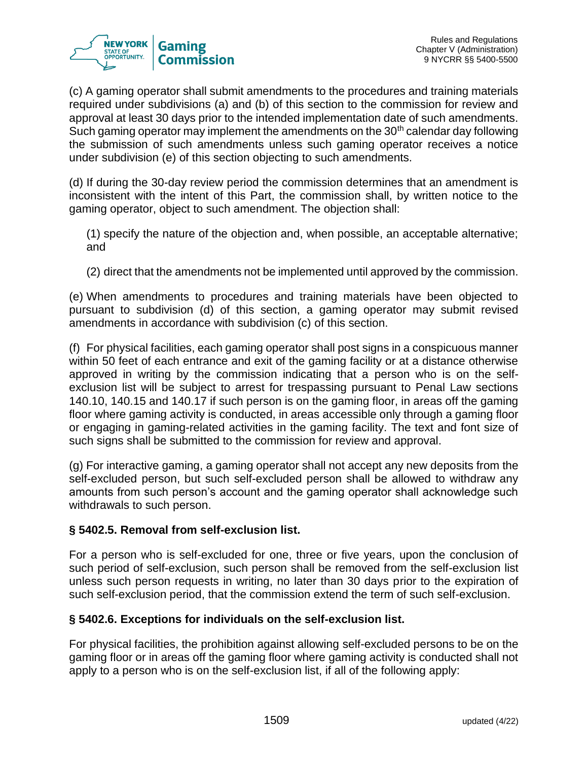(c) A gaming operator shall submit amendments to the procedures and training materials required under subdivisions (a) and (b) of this section to the commission for review and approval at least 30 days prior to the intended implementation date of such amendments. Such gaming operator may implement the amendments on the 30th calendar day following the submission of such amendments unless such gaming operator receives a notice under subdivision (e) of this section objecting to such amendments.

(d) If during the 30-day review period the commission determines that an amendment is inconsistent with the intent of this Part, the commission shall, by written notice to the gaming operator, object to such amendment. The objection shall:

(1) specify the nature of the objection and, when possible, an acceptable alternative; and

(2) direct that the amendments not be implemented until approved by the commission.

(e) When amendments to procedures and training materials have been objected to pursuant to subdivision (d) of this section, a gaming operator may submit revised amendments in accordance with subdivision (c) of this section.

(f) For physical facilities, each gaming operator shall post signs in a conspicuous manner within 50 feet of each entrance and exit of the gaming facility or at a distance otherwise approved in writing by the commission indicating that a person who is on the self-exclusion list will be subject to arrest for trespassing pursuant to Penal Law sections 140.10, 140.15 and 140.17 if such person is on the gaming floor, in areas off the gaming floor where gaming activity is conducted, in areas accessible only through a gaming floor or engaging in gaming-related activities in the gaming facility. The text and font size of such signs shall be submitted to the commission for review and approval.

(g) For interactive gaming, a gaming operator shall not accept any new deposits from the self-excluded person, but such self-excluded person shall be allowed to withdraw any amounts from such person's account and the gaming operator shall acknowledge such withdrawals to such person.

### § 5402.5. Removal from self-exclusion list.

For a person who is self-excluded for one, three or five years, upon the conclusion of such period of self-exclusion, such person shall be removed from the self-exclusion list unless such person requests in writing, no later than 30 days prior to the expiration of such self-exclusion period, that the commission extend the term of such self-exclusion.

### § 5402.6. Exceptions for individuals on the self-exclusion list.

For physical facilities, the prohibition against allowing self-excluded persons to be on the gaming floor or in areas off the gaming floor where gaming activity is conducted shall not apply to a person who is on the self-exclusion list, if all of the following apply: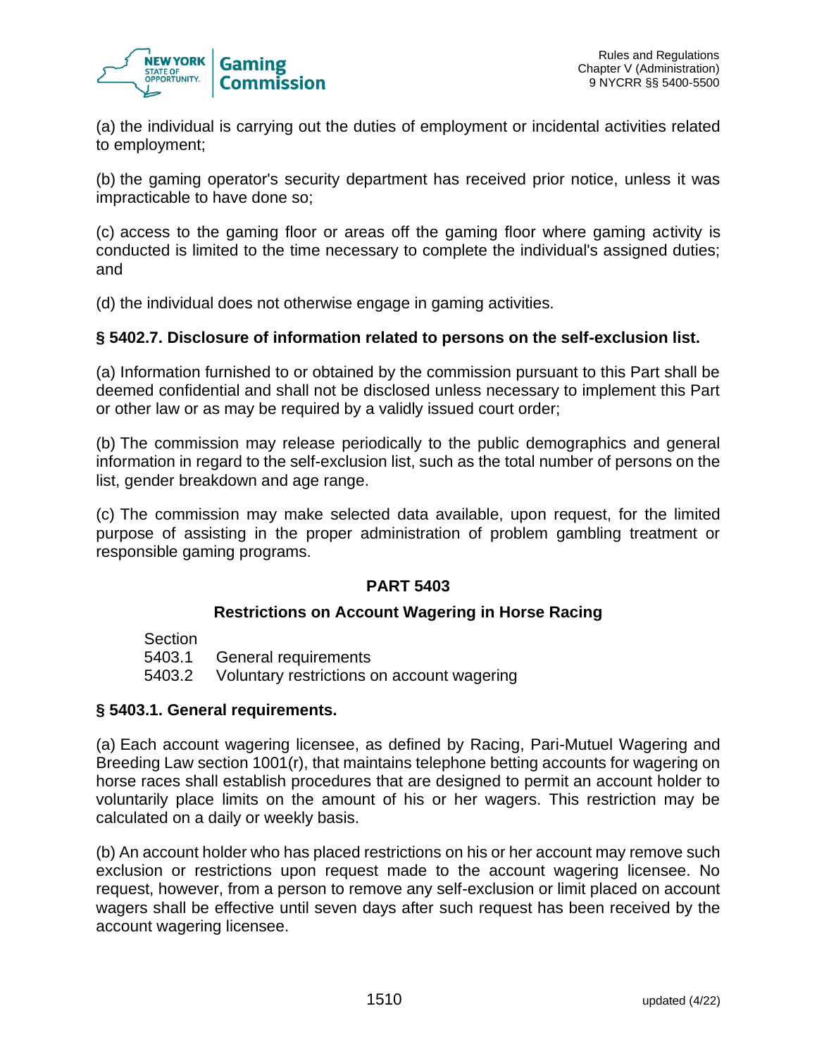(a) the individual is carrying out the duties of employment or incidental activities related to employment;

(b) the gaming operator's security department has received prior notice, unless it was impracticable to have done so;

(c) access to the gaming floor or areas off the gaming floor where gaming activity is conducted is limited to the time necessary to complete the individual's assigned duties; and

(d) the individual does not otherwise engage in gaming activities.

### § 5402.7. Disclosure of information related to persons on the self-exclusion list.

(a) Information furnished to or obtained by the commission pursuant to this Part shall be deemed confidential and shall not be disclosed unless necessary to implement this Part or other law or as may be required by a validly issued court order;

(b) The commission may release periodically to the public demographics and general information in regard to the self-exclusion list, such as the total number of persons on the list, gender breakdown and age range.

(c) The commission may make selected data available, upon request, for the limited purpose of assisting in the proper administration of problem gambling treatment or responsible gaming programs.

## PART 5403

## Restrictions on Account Wagering in Horse Racing

Section
5403.1 General requirements
5403.2 Voluntary restrictions on account wagering

### § 5403.1. General requirements.

(a) Each account wagering licensee, as defined by Racing, Pari-Mutuel Wagering and Breeding Law section 1001(r), that maintains telephone betting accounts for wagering on horse races shall establish procedures that are designed to permit an account holder to voluntarily place limits on the amount of his or her wagers. This restriction may be calculated on a daily or weekly basis.

(b) An account holder who has placed restrictions on his or her account may remove such exclusion or restrictions upon request made to the account wagering licensee. No request, however, from a person to remove any self-exclusion or limit placed on account wagers shall be effective until seven days after such request has been received by the account wagering licensee.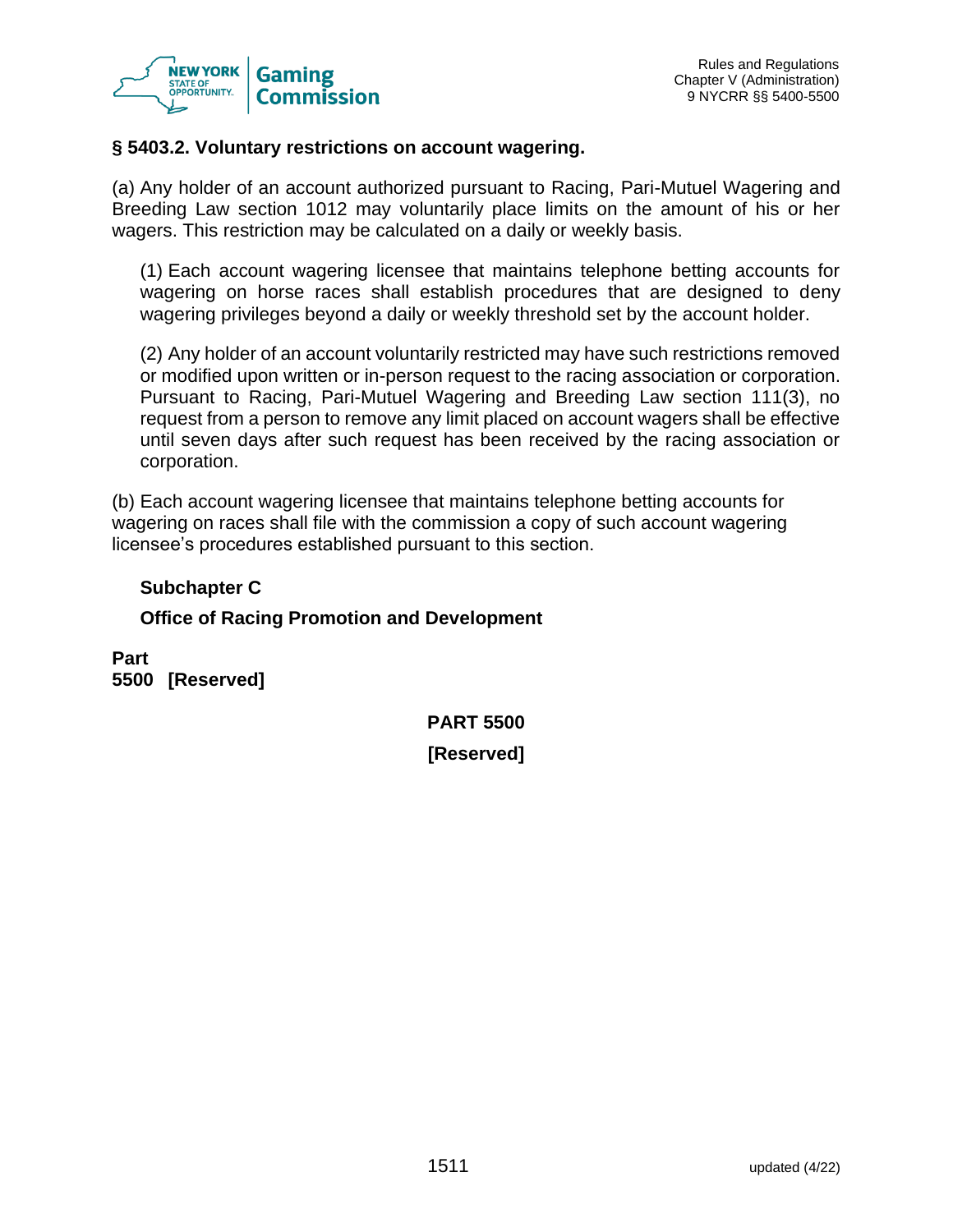### § 5403.2. Voluntary restrictions on account wagering.

(a) Any holder of an account authorized pursuant to Racing, Pari-Mutuel Wagering and Breeding Law section 1012 may voluntarily place limits on the amount of his or her wagers. This restriction may be calculated on a daily or weekly basis.

(1) Each account wagering licensee that maintains telephone betting accounts for wagering on horse races shall establish procedures that are designed to deny wagering privileges beyond a daily or weekly threshold set by the account holder.

(2) Any holder of an account voluntarily restricted may have such restrictions removed or modified upon written or in-person request to the racing association or corporation. Pursuant to Racing, Pari-Mutuel Wagering and Breeding Law section 111(3), no request from a person to remove any limit placed on account wagers shall be effective until seven days after such request has been received by the racing association or corporation.

(b) Each account wagering licensee that maintains telephone betting accounts for wagering on races shall file with the commission a copy of such account wagering licensee's procedures established pursuant to this section.

**Subchapter C**

**Office of Racing Promotion and Development**

**Part**
**5500 [Reserved]**

**PART 5500**

**[Reserved]**